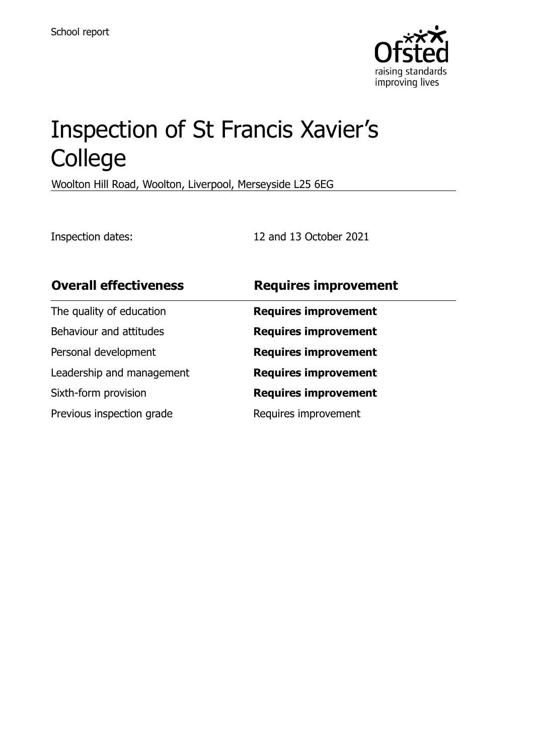School report

# Inspection of St Francis Xavier's College

Woolton Hill Road, Woolton, Liverpool, Merseyside L25 6EG

Inspection dates: 12 and 13 October 2021

| **Overall effectiveness** | **Requires improvement** |
| --- | --- |
| The quality of education | **Requires improvement** |
| Behaviour and attitudes | **Requires improvement** |
| Personal development | **Requires improvement** |
| Leadership and management | **Requires improvement** |
| Sixth-form provision | **Requires improvement** |
| Previous inspection grade | Requires improvement |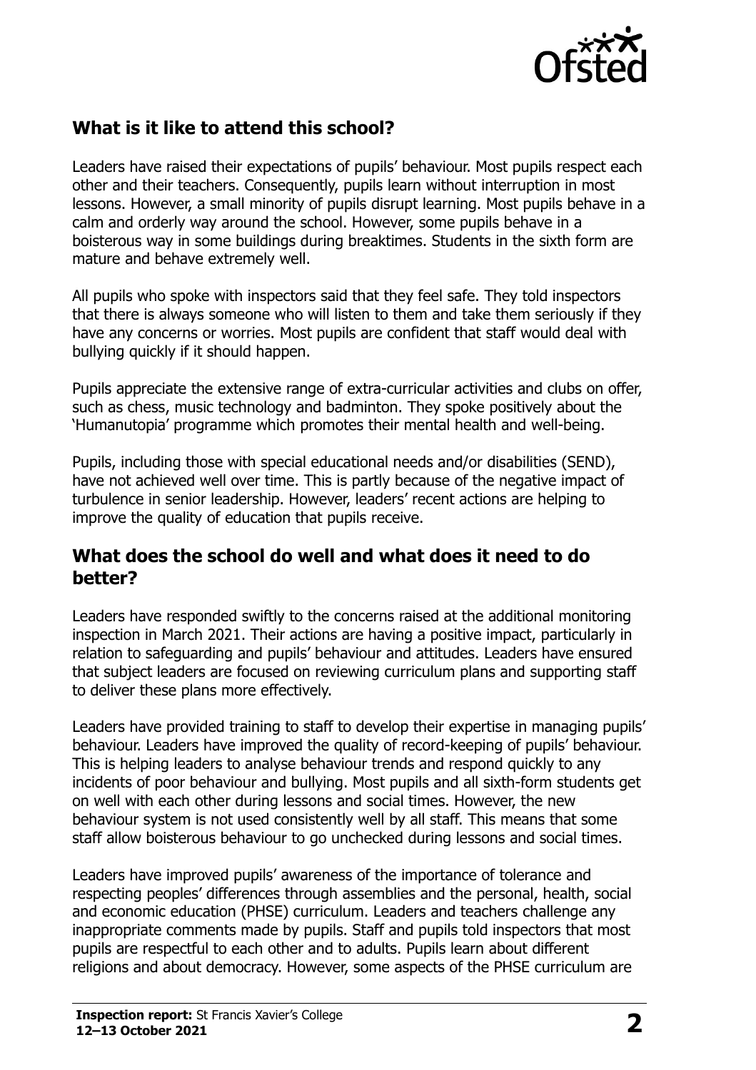## What is it like to attend this school?

Leaders have raised their expectations of pupils' behaviour. Most pupils respect each other and their teachers. Consequently, pupils learn without interruption in most lessons. However, a small minority of pupils disrupt learning. Most pupils behave in a calm and orderly way around the school. However, some pupils behave in a boisterous way in some buildings during breaktimes. Students in the sixth form are mature and behave extremely well.

All pupils who spoke with inspectors said that they feel safe. They told inspectors that there is always someone who will listen to them and take them seriously if they have any concerns or worries. Most pupils are confident that staff would deal with bullying quickly if it should happen.

Pupils appreciate the extensive range of extra-curricular activities and clubs on offer, such as chess, music technology and badminton. They spoke positively about the 'Humanutopia' programme which promotes their mental health and well-being.

Pupils, including those with special educational needs and/or disabilities (SEND), have not achieved well over time. This is partly because of the negative impact of turbulence in senior leadership. However, leaders' recent actions are helping to improve the quality of education that pupils receive.

## What does the school do well and what does it need to do better?

Leaders have responded swiftly to the concerns raised at the additional monitoring inspection in March 2021. Their actions are having a positive impact, particularly in relation to safeguarding and pupils' behaviour and attitudes. Leaders have ensured that subject leaders are focused on reviewing curriculum plans and supporting staff to deliver these plans more effectively.

Leaders have provided training to staff to develop their expertise in managing pupils' behaviour. Leaders have improved the quality of record-keeping of pupils' behaviour. This is helping leaders to analyse behaviour trends and respond quickly to any incidents of poor behaviour and bullying. Most pupils and all sixth-form students get on well with each other during lessons and social times. However, the new behaviour system is not used consistently well by all staff. This means that some staff allow boisterous behaviour to go unchecked during lessons and social times.

Leaders have improved pupils' awareness of the importance of tolerance and respecting peoples' differences through assemblies and the personal, health, social and economic education (PHSE) curriculum. Leaders and teachers challenge any inappropriate comments made by pupils. Staff and pupils told inspectors that most pupils are respectful to each other and to adults. Pupils learn about different religions and about democracy. However, some aspects of the PHSE curriculum are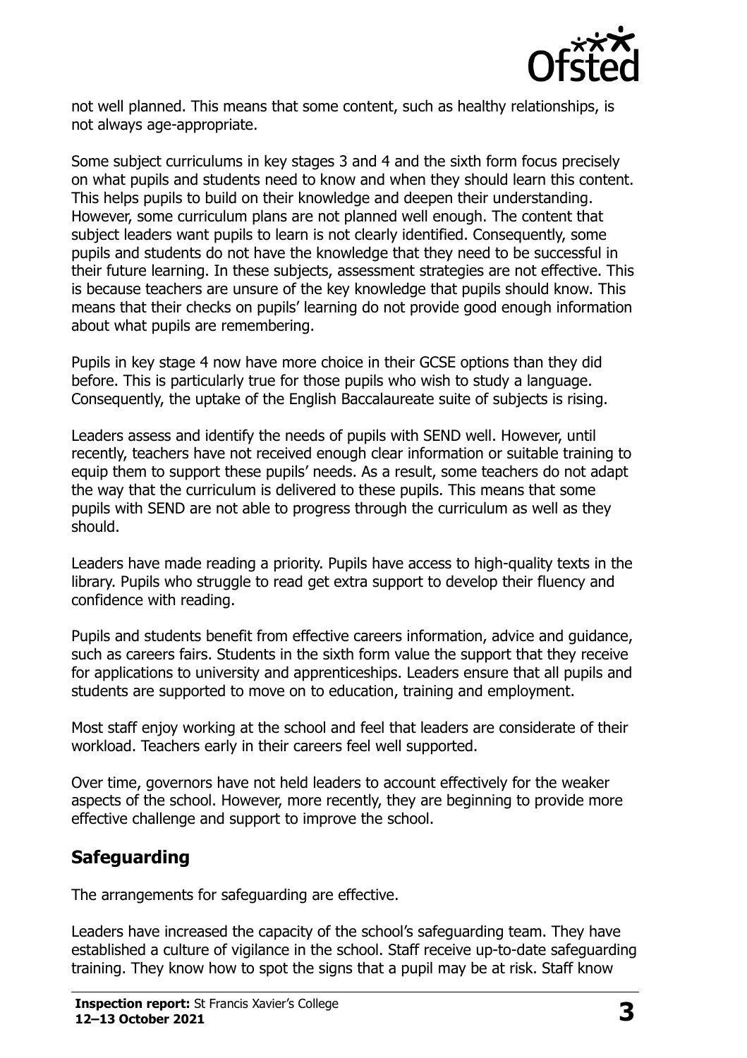not well planned. This means that some content, such as healthy relationships, is not always age-appropriate.

Some subject curriculums in key stages 3 and 4 and the sixth form focus precisely on what pupils and students need to know and when they should learn this content. This helps pupils to build on their knowledge and deepen their understanding. However, some curriculum plans are not planned well enough. The content that subject leaders want pupils to learn is not clearly identified. Consequently, some pupils and students do not have the knowledge that they need to be successful in their future learning. In these subjects, assessment strategies are not effective. This is because teachers are unsure of the key knowledge that pupils should know. This means that their checks on pupils' learning do not provide good enough information about what pupils are remembering.

Pupils in key stage 4 now have more choice in their GCSE options than they did before. This is particularly true for those pupils who wish to study a language. Consequently, the uptake of the English Baccalaureate suite of subjects is rising.

Leaders assess and identify the needs of pupils with SEND well. However, until recently, teachers have not received enough clear information or suitable training to equip them to support these pupils' needs. As a result, some teachers do not adapt the way that the curriculum is delivered to these pupils. This means that some pupils with SEND are not able to progress through the curriculum as well as they should.

Leaders have made reading a priority. Pupils have access to high-quality texts in the library. Pupils who struggle to read get extra support to develop their fluency and confidence with reading.

Pupils and students benefit from effective careers information, advice and guidance, such as careers fairs. Students in the sixth form value the support that they receive for applications to university and apprenticeships. Leaders ensure that all pupils and students are supported to move on to education, training and employment.

Most staff enjoy working at the school and feel that leaders are considerate of their workload. Teachers early in their careers feel well supported.

Over time, governors have not held leaders to account effectively for the weaker aspects of the school. However, more recently, they are beginning to provide more effective challenge and support to improve the school.

## Safeguarding

The arrangements for safeguarding are effective.

Leaders have increased the capacity of the school's safeguarding team. They have established a culture of vigilance in the school. Staff receive up-to-date safeguarding training. They know how to spot the signs that a pupil may be at risk. Staff know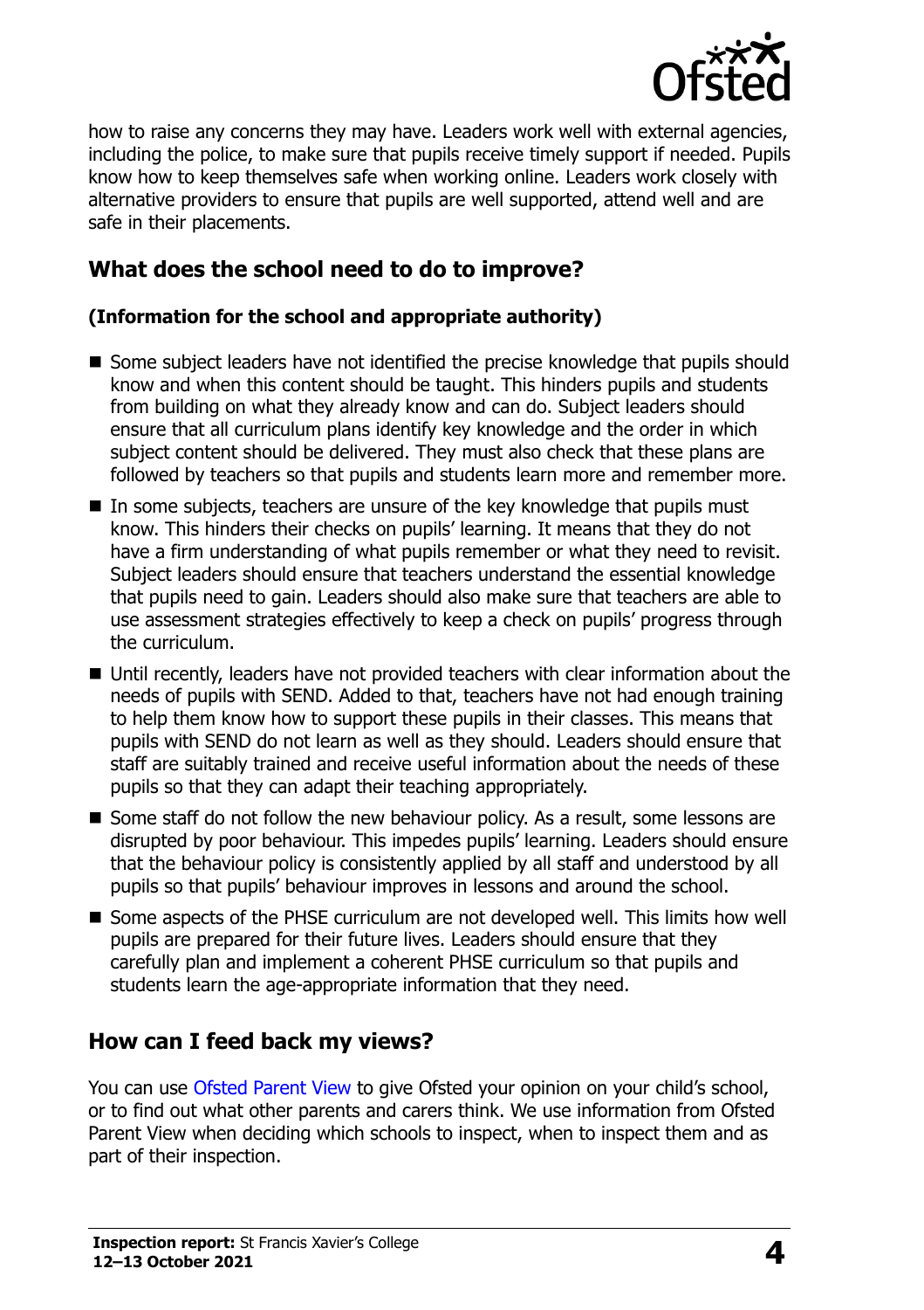how to raise any concerns they may have. Leaders work well with external agencies, including the police, to make sure that pupils receive timely support if needed. Pupils know how to keep themselves safe when working online. Leaders work closely with alternative providers to ensure that pupils are well supported, attend well and are safe in their placements.

## What does the school need to do to improve?

### (Information for the school and appropriate authority)

- Some subject leaders have not identified the precise knowledge that pupils should know and when this content should be taught. This hinders pupils and students from building on what they already know and can do. Subject leaders should ensure that all curriculum plans identify key knowledge and the order in which subject content should be delivered. They must also check that these plans are followed by teachers so that pupils and students learn more and remember more.
- In some subjects, teachers are unsure of the key knowledge that pupils must know. This hinders their checks on pupils' learning. It means that they do not have a firm understanding of what pupils remember or what they need to revisit. Subject leaders should ensure that teachers understand the essential knowledge that pupils need to gain. Leaders should also make sure that teachers are able to use assessment strategies effectively to keep a check on pupils' progress through the curriculum.
- Until recently, leaders have not provided teachers with clear information about the needs of pupils with SEND. Added to that, teachers have not had enough training to help them know how to support these pupils in their classes. This means that pupils with SEND do not learn as well as they should. Leaders should ensure that staff are suitably trained and receive useful information about the needs of these pupils so that they can adapt their teaching appropriately.
- Some staff do not follow the new behaviour policy. As a result, some lessons are disrupted by poor behaviour. This impedes pupils' learning. Leaders should ensure that the behaviour policy is consistently applied by all staff and understood by all pupils so that pupils' behaviour improves in lessons and around the school.
- Some aspects of the PHSE curriculum are not developed well. This limits how well pupils are prepared for their future lives. Leaders should ensure that they carefully plan and implement a coherent PHSE curriculum so that pupils and students learn the age-appropriate information that they need.

## How can I feed back my views?

You can use Ofsted Parent View to give Ofsted your opinion on your child's school, or to find out what other parents and carers think. We use information from Ofsted Parent View when deciding which schools to inspect, when to inspect them and as part of their inspection.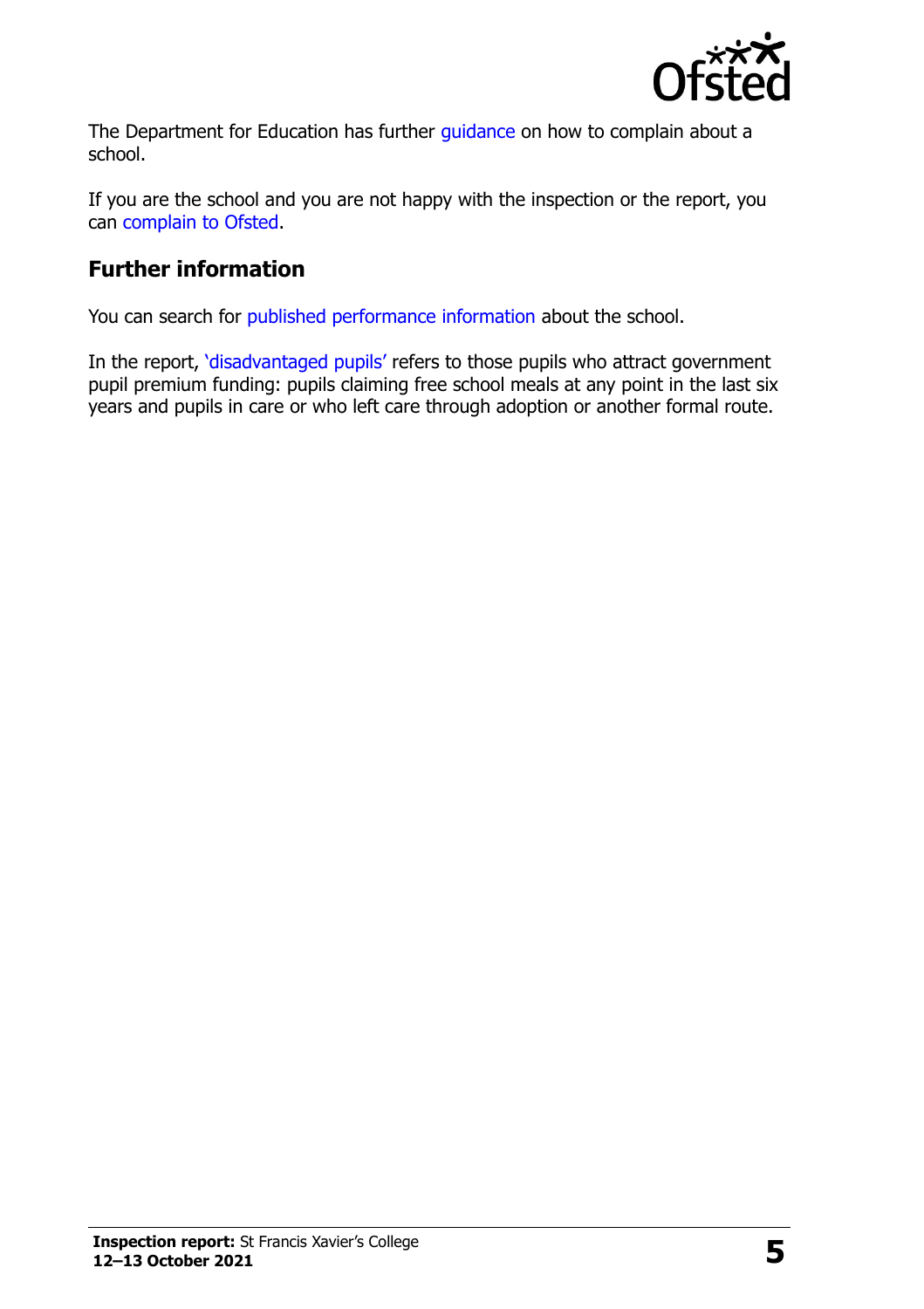The Department for Education has further guidance on how to complain about a school.

If you are the school and you are not happy with the inspection or the report, you can complain to Ofsted.

## Further information

You can search for published performance information about the school.

In the report, 'disadvantaged pupils' refers to those pupils who attract government pupil premium funding: pupils claiming free school meals at any point in the last six years and pupils in care or who left care through adoption or another formal route.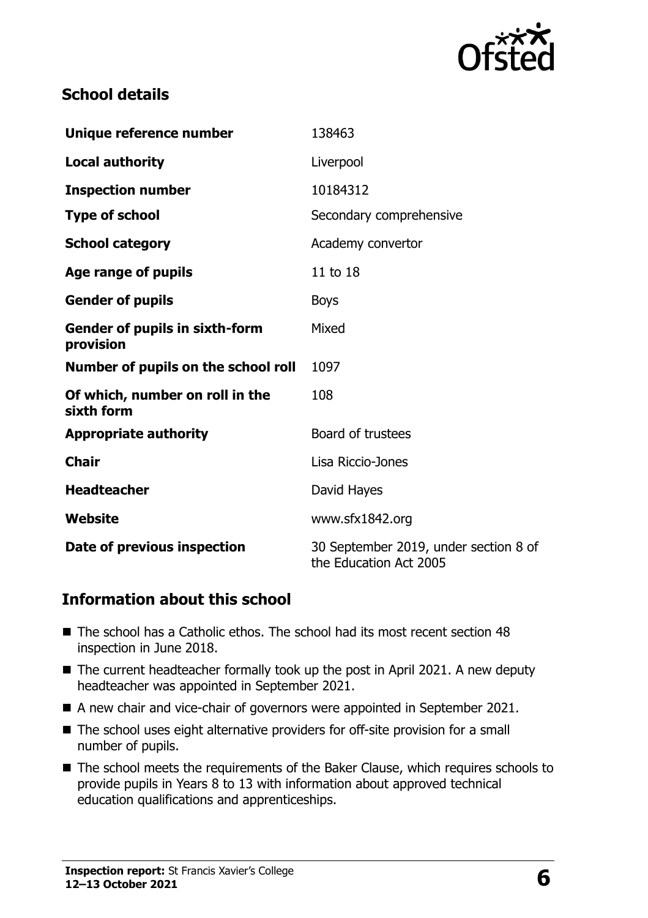## School details

| | |
|---|---|
| **Unique reference number** | 138463 |
| **Local authority** | Liverpool |
| **Inspection number** | 10184312 |
| **Type of school** | Secondary comprehensive |
| **School category** | Academy convertor |
| **Age range of pupils** | 11 to 18 |
| **Gender of pupils** | Boys |
| **Gender of pupils in sixth-form provision** | Mixed |
| **Number of pupils on the school roll** | 1097 |
| **Of which, number on roll in the sixth form** | 108 |
| **Appropriate authority** | Board of trustees |
| **Chair** | Lisa Riccio-Jones |
| **Headteacher** | David Hayes |
| **Website** | www.sfx1842.org |
| **Date of previous inspection** | 30 September 2019, under section 8 of the Education Act 2005 |

## Information about this school

- The school has a Catholic ethos. The school had its most recent section 48 inspection in June 2018.
- The current headteacher formally took up the post in April 2021. A new deputy headteacher was appointed in September 2021.
- A new chair and vice-chair of governors were appointed in September 2021.
- The school uses eight alternative providers for off-site provision for a small number of pupils.
- The school meets the requirements of the Baker Clause, which requires schools to provide pupils in Years 8 to 13 with information about approved technical education qualifications and apprenticeships.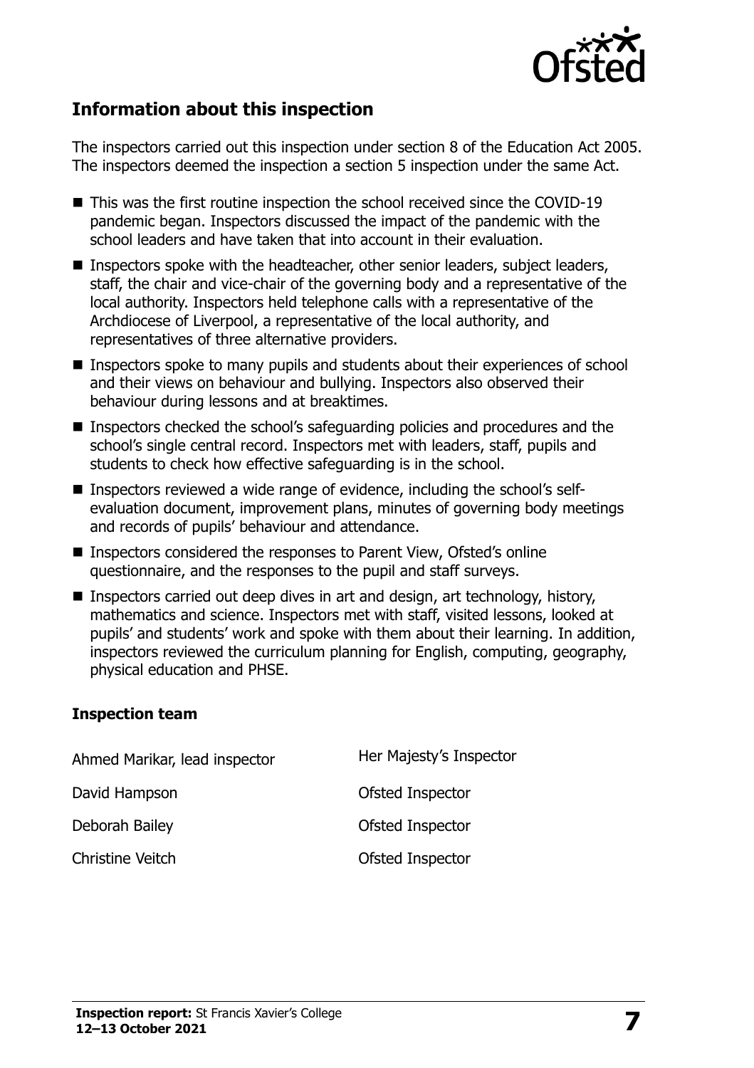## Information about this inspection

The inspectors carried out this inspection under section 8 of the Education Act 2005. The inspectors deemed the inspection a section 5 inspection under the same Act.

- This was the first routine inspection the school received since the COVID-19 pandemic began. Inspectors discussed the impact of the pandemic with the school leaders and have taken that into account in their evaluation.
- Inspectors spoke with the headteacher, other senior leaders, subject leaders, staff, the chair and vice-chair of the governing body and a representative of the local authority. Inspectors held telephone calls with a representative of the Archdiocese of Liverpool, a representative of the local authority, and representatives of three alternative providers.
- Inspectors spoke to many pupils and students about their experiences of school and their views on behaviour and bullying. Inspectors also observed their behaviour during lessons and at breaktimes.
- Inspectors checked the school's safeguarding policies and procedures and the school's single central record. Inspectors met with leaders, staff, pupils and students to check how effective safeguarding is in the school.
- Inspectors reviewed a wide range of evidence, including the school's self-evaluation document, improvement plans, minutes of governing body meetings and records of pupils' behaviour and attendance.
- Inspectors considered the responses to Parent View, Ofsted's online questionnaire, and the responses to the pupil and staff surveys.
- Inspectors carried out deep dives in art and design, art technology, history, mathematics and science. Inspectors met with staff, visited lessons, looked at pupils' and students' work and spoke with them about their learning. In addition, inspectors reviewed the curriculum planning for English, computing, geography, physical education and PHSE.

### Inspection team

| | |
|---|---|
| Ahmed Marikar, lead inspector | Her Majesty's Inspector |
| David Hampson | Ofsted Inspector |
| Deborah Bailey | Ofsted Inspector |
| Christine Veitch | Ofsted Inspector |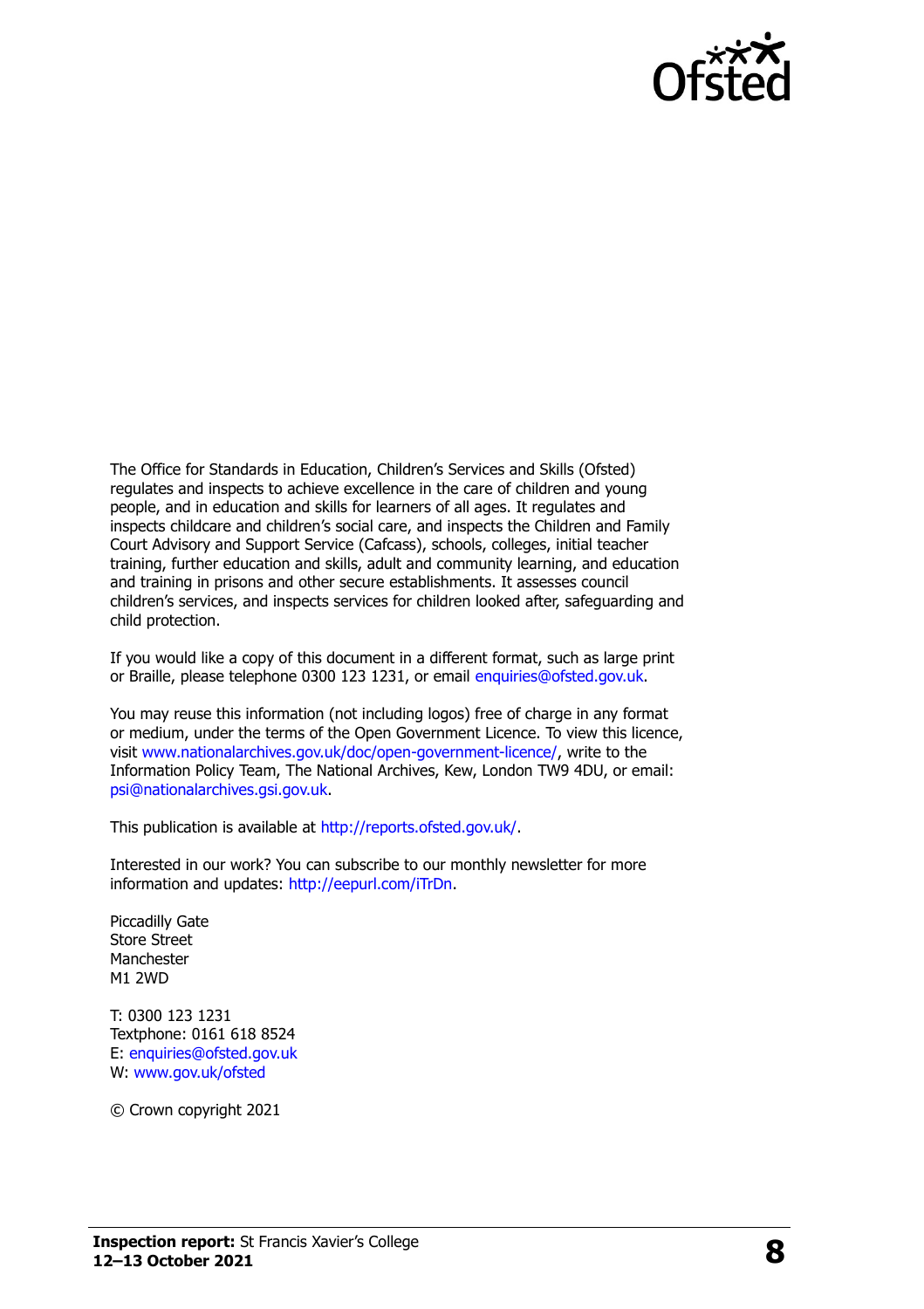The Office for Standards in Education, Children's Services and Skills (Ofsted) regulates and inspects to achieve excellence in the care of children and young people, and in education and skills for learners of all ages. It regulates and inspects childcare and children's social care, and inspects the Children and Family Court Advisory and Support Service (Cafcass), schools, colleges, initial teacher training, further education and skills, adult and community learning, and education and training in prisons and other secure establishments. It assesses council children's services, and inspects services for children looked after, safeguarding and child protection.

If you would like a copy of this document in a different format, such as large print or Braille, please telephone 0300 123 1231, or email enquiries@ofsted.gov.uk.

You may reuse this information (not including logos) free of charge in any format or medium, under the terms of the Open Government Licence. To view this licence, visit www.nationalarchives.gov.uk/doc/open-government-licence/, write to the Information Policy Team, The National Archives, Kew, London TW9 4DU, or email: psi@nationalarchives.gsi.gov.uk.

This publication is available at http://reports.ofsted.gov.uk/.

Interested in our work? You can subscribe to our monthly newsletter for more information and updates: http://eepurl.com/iTrDn.

Piccadilly Gate
Store Street
Manchester
M1 2WD

T: 0300 123 1231
Textphone: 0161 618 8524
E: enquiries@ofsted.gov.uk
W: www.gov.uk/ofsted

© Crown copyright 2021